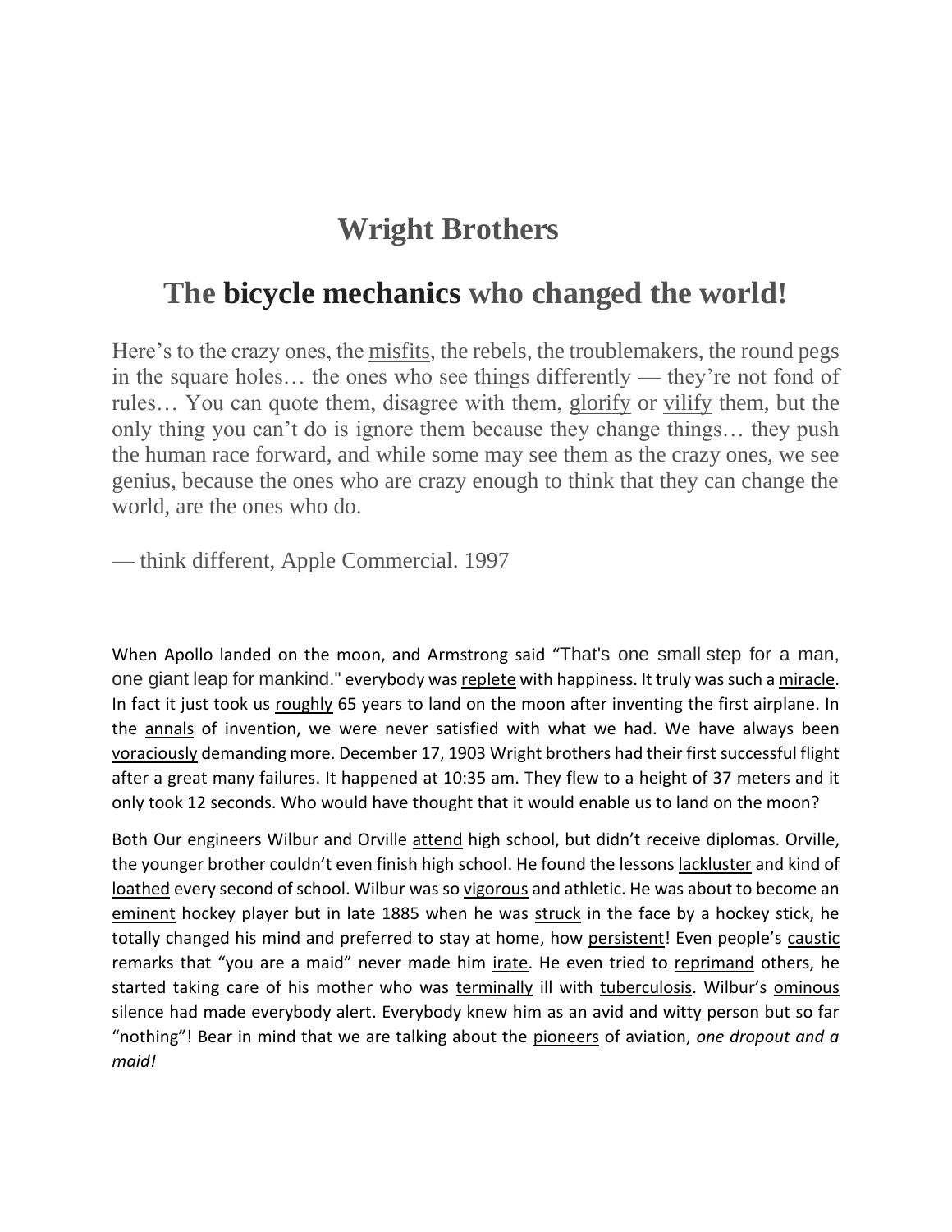# Wright Brothers

## The **bicycle mechanics** who changed the world!

Here's to the crazy ones, the <u>misfits</u>, the rebels, the troublemakers, the round pegs in the square holes… the ones who see things differently — they're not fond of rules… You can quote them, disagree with them, <u>glorify</u> or <u>vilify</u> them, but the only thing you can't do is ignore them because they change things… they push the human race forward, and while some may see them as the crazy ones, we see genius, because the ones who are crazy enough to think that they can change the world, are the ones who do.

— think different, Apple Commercial. 1997

When Apollo landed on the moon, and Armstrong said "That's one small step for a man, one giant leap for mankind." everybody was <u>replete</u> with happiness. It truly was such a <u>miracle</u>. In fact it just took us <u>roughly</u> 65 years to land on the moon after inventing the first airplane. In the <u>annals</u> of invention, we were never satisfied with what we had. We have always been <u>voraciously</u> demanding more. December 17, 1903 Wright brothers had their first successful flight after a great many failures. It happened at 10:35 am. They flew to a height of 37 meters and it only took 12 seconds. Who would have thought that it would enable us to land on the moon?

Both Our engineers Wilbur and Orville <u>attend</u> high school, but didn't receive diplomas. Orville, the younger brother couldn't even finish high school. He found the lessons <u>lackluster</u> and kind of <u>loathed</u> every second of school. Wilbur was so <u>vigorous</u> and athletic. He was about to become an <u>eminent</u> hockey player but in late 1885 when he was <u>struck</u> in the face by a hockey stick, he totally changed his mind and preferred to stay at home, how <u>persistent</u>! Even people's <u>caustic</u> remarks that "you are a maid" never made him <u>irate</u>. He even tried to <u>reprimand</u> others, he started taking care of his mother who was <u>terminally</u> ill with <u>tuberculosis</u>. Wilbur's <u>ominous</u> silence had made everybody alert. Everybody knew him as an avid and witty person but so far "nothing"! Bear in mind that we are talking about the <u>pioneers</u> of aviation, *one dropout and a maid!*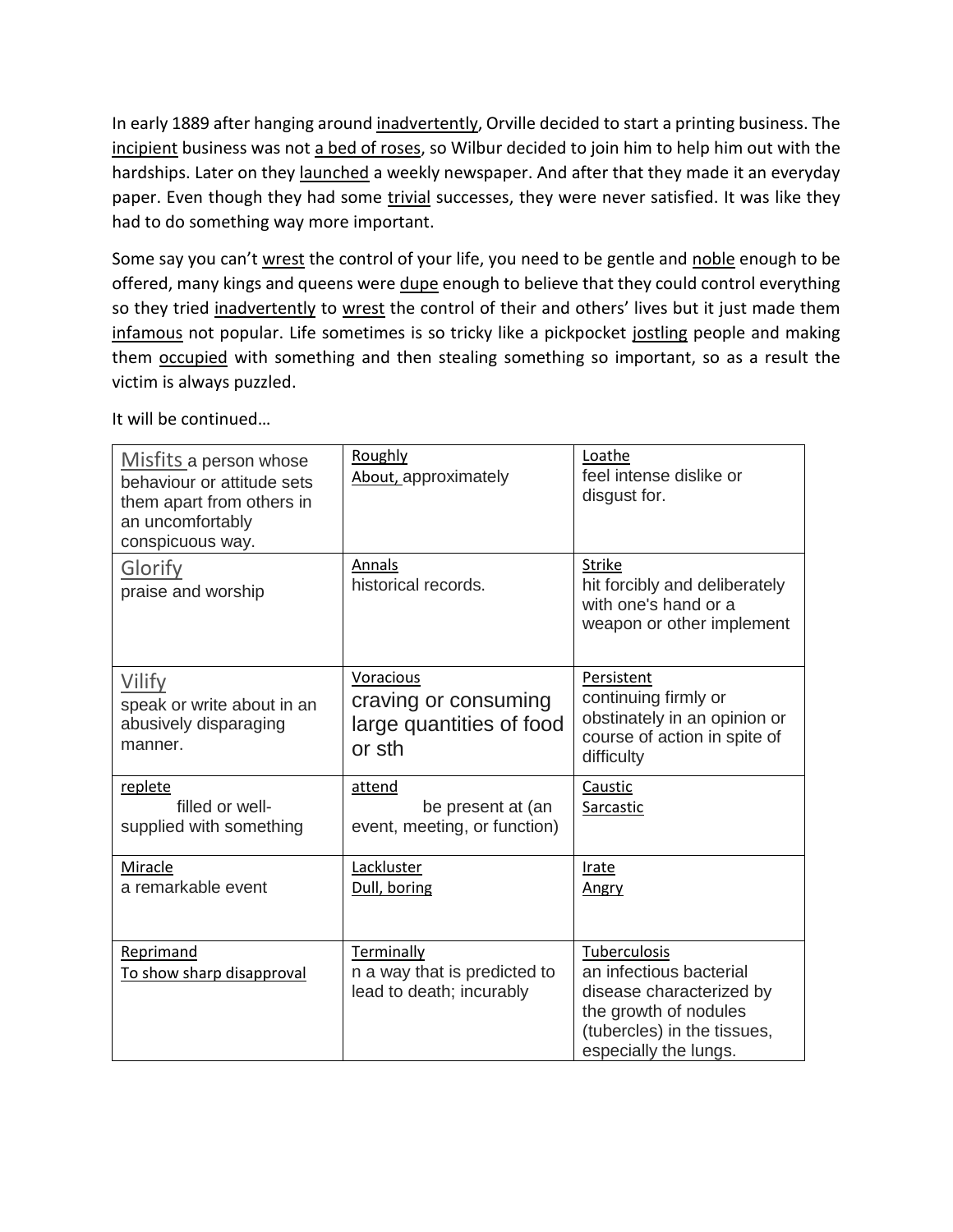In early 1889 after hanging around <u>inadvertently</u>, Orville decided to start a printing business. The <u>incipient</u> business was not <u>a bed of roses</u>, so Wilbur decided to join him to help him out with the hardships. Later on they <u>launched</u> a weekly newspaper. And after that they made it an everyday paper. Even though they had some <u>trivial</u> successes, they were never satisfied. It was like they had to do something way more important.

Some say you can't <u>wrest</u> the control of your life, you need to be gentle and <u>noble</u> enough to be offered, many kings and queens were <u>dupe</u> enough to believe that they could control everything so they tried <u>inadvertently</u> to <u>wrest</u> the control of their and others' lives but it just made them <u>infamous</u> not popular. Life sometimes is so tricky like a pickpocket <u>jostling</u> people and making them <u>occupied</u> with something and then stealing something so important, so as a result the victim is always puzzled.

It will be continued…

| | | |
|---|---|---|
| <u>Misfits</u> a person whose behaviour or attitude sets them apart from others in an uncomfortably conspicuous way. | <u>Roughly</u><br><u>About,</u> approximately | <u>Loathe</u><br>feel intense dislike or disgust for. |
| <u>Glorify</u><br>praise and worship | <u>Annals</u><br>historical records. | <u>Strike</u><br>hit forcibly and deliberately with one's hand or a weapon or other implement |
| <u>Vilify</u><br>speak or write about in an abusively disparaging manner. | <u>Voracious</u><br>craving or consuming large quantities of food or sth | <u>Persistent</u><br>continuing firmly or obstinately in an opinion or course of action in spite of difficulty |
| <u>replete</u><br>filled or well-supplied with something | <u>attend</u><br>be present at (an event, meeting, or function) | <u>Caustic</u><br><u>Sarcastic</u> |
| <u>Miracle</u><br>a remarkable event | <u>Lackluster</u><br><u>Dull, boring</u> | <u>Irate</u><br><u>Angry</u> |
| <u>Reprimand</u><br><u>To show sharp disapproval</u> | <u>Terminally</u><br>n a way that is predicted to lead to death; incurably | <u>Tuberculosis</u><br>an infectious bacterial disease characterized by the growth of nodules (tubercles) in the tissues, especially the lungs. |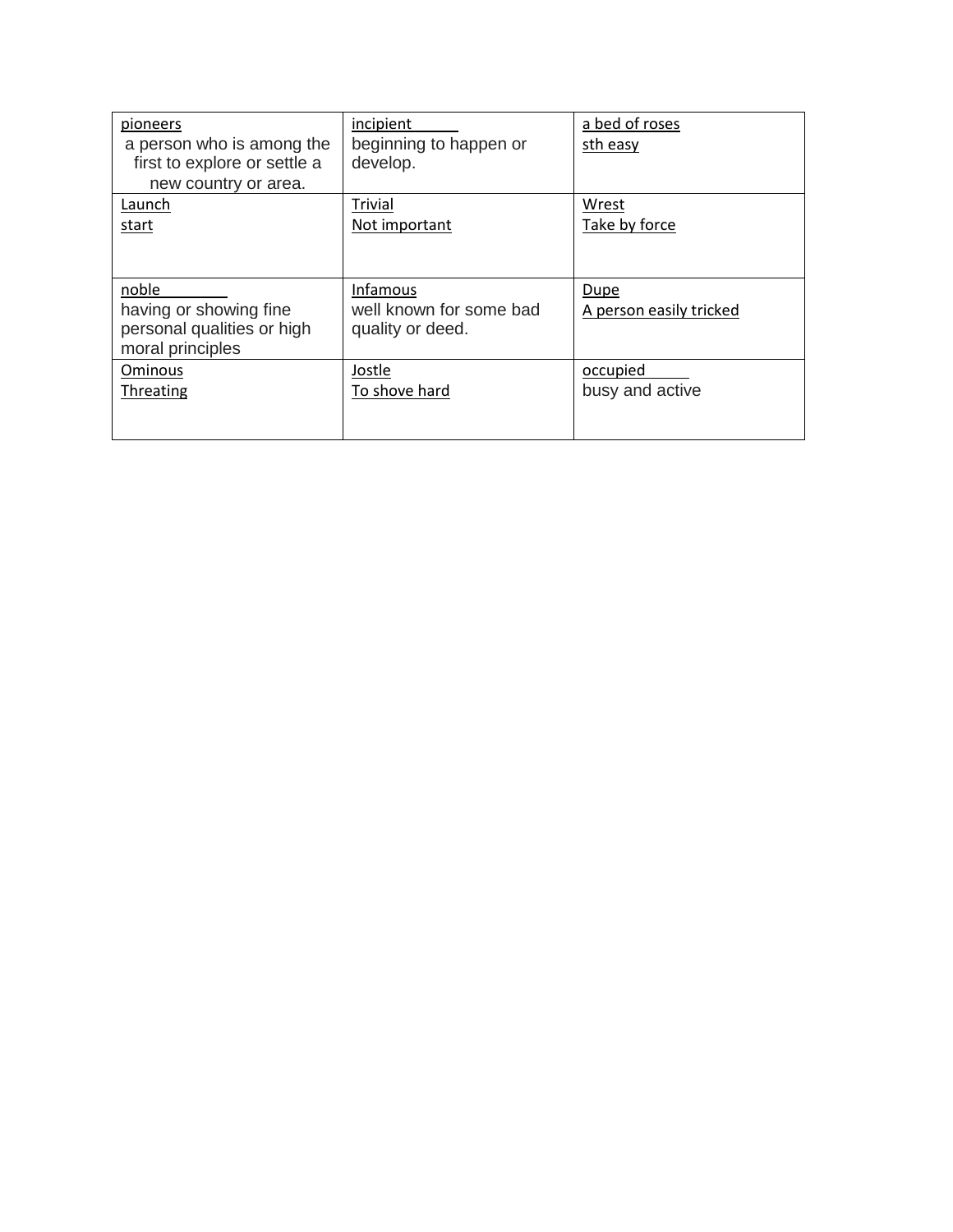| | | |
|---|---|---|
| pioneers<br>a person who is among the first to explore or settle a new country or area. | incipient<br>beginning to happen or develop. | a bed of roses<br>sth easy |
| Launch<br>start | Trivial<br>Not important | Wrest<br>Take by force |
| noble<br>having or showing fine personal qualities or high moral principles | Infamous<br>well known for some bad quality or deed. | Dupe<br>A person easily tricked |
| Ominous<br>Threating | Jostle<br>To shove hard | occupied<br>busy and active |